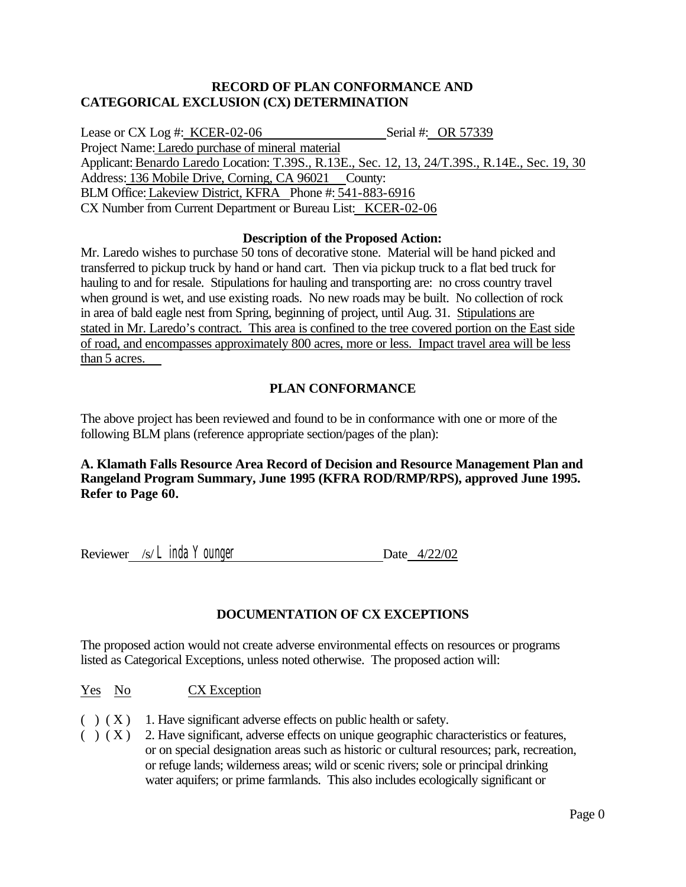**RECORD OF PLAN CONFORMANCE AND CATEGORICAL EXCLUSION (CX) DETERMINATION**

Lease or CX Log #: KCER-02-06 Serial #: OR 57339
Project Name: Laredo purchase of mineral material
Applicant: Benardo Laredo Location: T.39S., R.13E., Sec. 12, 13, 24/T.39S., R.14E., Sec. 19, 30
Address: 136 Mobile Drive, Corning, CA 96021 County:
BLM Office: Lakeview District, KFRA Phone #: 541-883-6916
CX Number from Current Department or Bureau List: KCER-02-06

**Description of the Proposed Action:**

Mr. Laredo wishes to purchase 50 tons of decorative stone. Material will be hand picked and transferred to pickup truck by hand or hand cart. Then via pickup truck to a flat bed truck for hauling to and for resale. Stipulations for hauling and transporting are: no cross country travel when ground is wet, and use existing roads. No new roads may be built. No collection of rock in area of bald eagle nest from Spring, beginning of project, until Aug. 31. Stipulations are stated in Mr. Laredo's contract. This area is confined to the tree covered portion on the East side of road, and encompasses approximately 800 acres, more or less. Impact travel area will be less than 5 acres.

**PLAN CONFORMANCE**

The above project has been reviewed and found to be in conformance with one or more of the following BLM plans (reference appropriate section/pages of the plan):

**A. Klamath Falls Resource Area Record of Decision and Resource Management Plan and Rangeland Program Summary, June 1995 (KFRA ROD/RMP/RPS), approved June 1995. Refer to Page 60.**

Reviewer /s/ Linda Younger Date 4/22/02

**DOCUMENTATION OF CX EXCEPTIONS**

The proposed action would not create adverse environmental effects on resources or programs listed as Categorical Exceptions, unless noted otherwise. The proposed action will:

Yes No CX Exception

( ) ( X ) 1. Have significant adverse effects on public health or safety.

( ) ( X ) 2. Have significant, adverse effects on unique geographic characteristics or features, or on special designation areas such as historic or cultural resources; park, recreation, or refuge lands; wilderness areas; wild or scenic rivers; sole or principal drinking water aquifers; or prime farmlands. This also includes ecologically significant or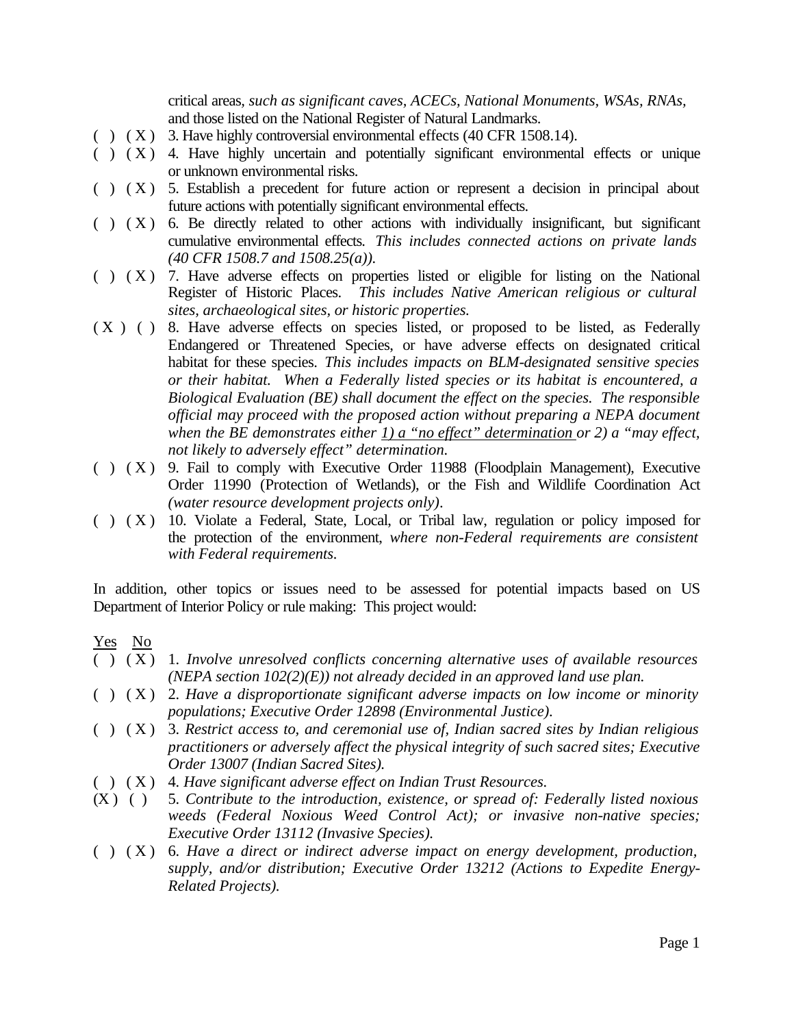critical areas, *such as significant caves, ACECs, National Monuments, WSAs, RNAs,* and those listed on the National Register of Natural Landmarks.

( ) ( X ) 3. Have highly controversial environmental effects (40 CFR 1508.14).

( ) ( X ) 4. Have highly uncertain and potentially significant environmental effects or unique or unknown environmental risks.

( ) ( X ) 5. Establish a precedent for future action or represent a decision in principal about future actions with potentially significant environmental effects.

( ) ( X ) 6. Be directly related to other actions with individually insignificant, but significant cumulative environmental effects. *This includes connected actions on private lands (40 CFR 1508.7 and 1508.25(a)).*

( ) ( X ) 7. Have adverse effects on properties listed or eligible for listing on the National Register of Historic Places. *This includes Native American religious or cultural sites, archaeological sites, or historic properties.*

( X ) ( ) 8. Have adverse effects on species listed, or proposed to be listed, as Federally Endangered or Threatened Species, or have adverse effects on designated critical habitat for these species. *This includes impacts on BLM-designated sensitive species or their habitat. When a Federally listed species or its habitat is encountered, a Biological Evaluation (BE) shall document the effect on the species. The responsible official may proceed with the proposed action without preparing a NEPA document when the BE demonstrates either <u>1) a "no effect" determination</u> or 2) a "may effect, not likely to adversely effect" determination.*

( ) ( X ) 9. Fail to comply with Executive Order 11988 (Floodplain Management), Executive Order 11990 (Protection of Wetlands), or the Fish and Wildlife Coordination Act *(water resource development projects only)*.

( ) ( X ) 10. Violate a Federal, State, Local, or Tribal law, regulation or policy imposed for the protection of the environment, *where non-Federal requirements are consistent with Federal requirements.*

In addition, other topics or issues need to be assessed for potential impacts based on US Department of Interior Policy or rule making: This project would:

<u>Yes</u> <u>No</u>

( ) ( X ) 1. *Involve unresolved conflicts concerning alternative uses of available resources (NEPA section 102(2)(E)) not already decided in an approved land use plan.*

( ) ( X ) 2. *Have a disproportionate significant adverse impacts on low income or minority populations; Executive Order 12898 (Environmental Justice).*

( ) ( X ) 3. *Restrict access to, and ceremonial use of, Indian sacred sites by Indian religious practitioners or adversely affect the physical integrity of such sacred sites; Executive Order 13007 (Indian Sacred Sites).*

( ) ( X ) 4. *Have significant adverse effect on Indian Trust Resources.*

(X ) ( ) 5. *Contribute to the introduction, existence, or spread of: Federally listed noxious weeds (Federal Noxious Weed Control Act); or invasive non-native species; Executive Order 13112 (Invasive Species).*

( ) ( X ) 6. *Have a direct or indirect adverse impact on energy development, production, supply, and/or distribution; Executive Order 13212 (Actions to Expedite Energy-Related Projects).*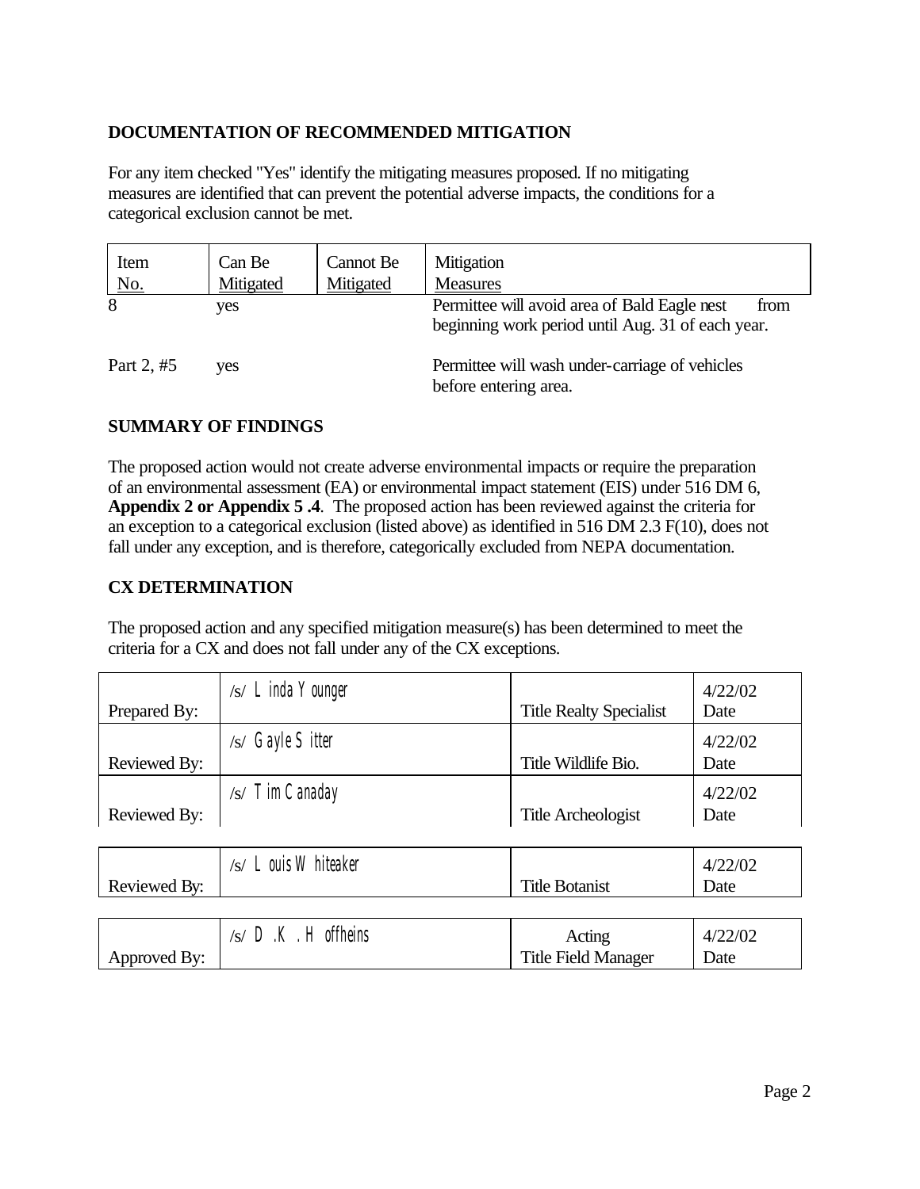**DOCUMENTATION OF RECOMMENDED MITIGATION**

For any item checked "Yes" identify the mitigating measures proposed. If no mitigating measures are identified that can prevent the potential adverse impacts, the conditions for a categorical exclusion cannot be met.

| Item No. | Can Be Mitigated | Cannot Be Mitigated | Mitigation Measures |
|---|---|---|---|
| 8 | yes | | Permittee will avoid area of Bald Eagle nest from beginning work period until Aug. 31 of each year. |
| Part 2, #5 | yes | | Permittee will wash under-carriage of vehicles before entering area. |

**SUMMARY OF FINDINGS**

The proposed action would not create adverse environmental impacts or require the preparation of an environmental assessment (EA) or environmental impact statement (EIS) under 516 DM 6, **Appendix 2 or Appendix 5 .4**. The proposed action has been reviewed against the criteria for an exception to a categorical exclusion (listed above) as identified in 516 DM 2.3 F(10), does not fall under any exception, and is therefore, categorically excluded from NEPA documentation.

**CX DETERMINATION**

The proposed action and any specified mitigation measure(s) has been determined to meet the criteria for a CX and does not fall under any of the CX exceptions.

| | | | |
|---|---|---|---|
| Prepared By: | /s/ Linda Younger | Title Realty Specialist | 4/22/02 Date |
| Reviewed By: | /s/ Gayle Sitter | Title Wildlife Bio. | 4/22/02 Date |
| Reviewed By: | /s/ Tim Canaday | Title Archeologist | 4/22/02 Date |
| Reviewed By: | /s/ Louis Whiteaker | Title Botanist | 4/22/02 Date |
| Approved By: | /s/ D.K. Hoffheins | Acting Title Field Manager | 4/22/02 Date |